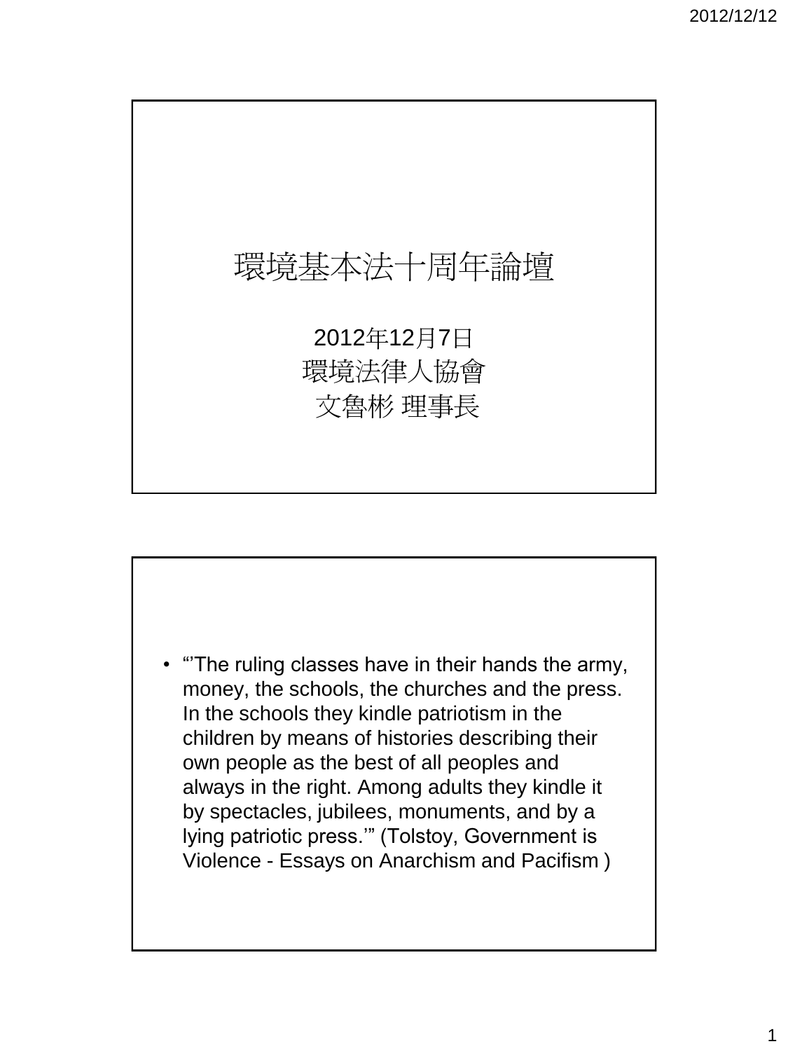# 環境基本法十周年論壇

2012年12月7日

環境法律人協會

文魯彬 理事長

- “’The ruling classes have in their hands the army, money, the schools, the churches and the press. In the schools they kindle patriotism in the children by means of histories describing their own people as the best of all peoples and always in the right. Among adults they kindle it by spectacles, jubilees, monuments, and by a lying patriotic press.’” (Tolstoy, Government is Violence - Essays on Anarchism and Pacifism )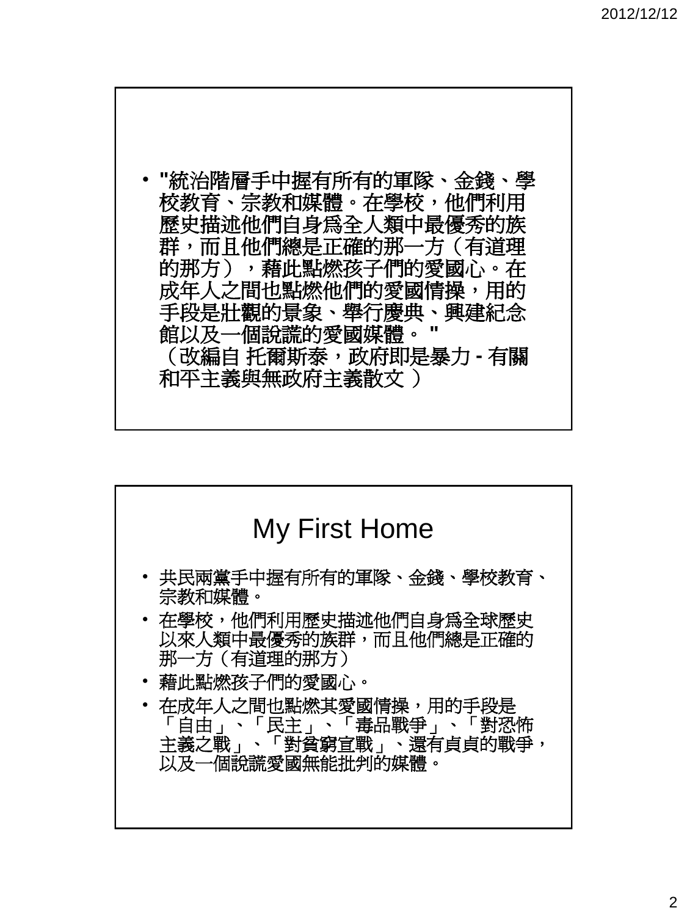- "統治階層手中握有所有的軍隊、金錢、學校教育、宗教和媒體。在學校，他們利用歷史描述他們自身爲全人類中最優秀的族群，而且他們總是正確的那一方（有道理的那方），藉此點燃孩子們的愛國心。在成年人之間也點燃他們的愛國情操，用的手段是壯觀的景象、舉行慶典、興建紀念館以及一個說謊的愛國媒體。 "
  （改編自 托爾斯泰，政府即是暴力 - 有關和平主義與無政府主義散文 ）

## My First Home

- 共民兩黨手中握有所有的軍隊、金錢、學校教育、宗教和媒體。
- 在學校，他們利用歷史描述他們自身爲全球歷史以來人類中最優秀的族群，而且他們總是正確的那一方（有道理的那方）
- 藉此點燃孩子們的愛國心。
- 在成年人之間也點燃其愛國情操，用的手段是「自由」、「民主」、「毒品戰爭」、「對恐怖主義之戰」、「對貧窮宣戰」、還有貞貞的戰爭，以及一個說謊愛國無能批判的媒體。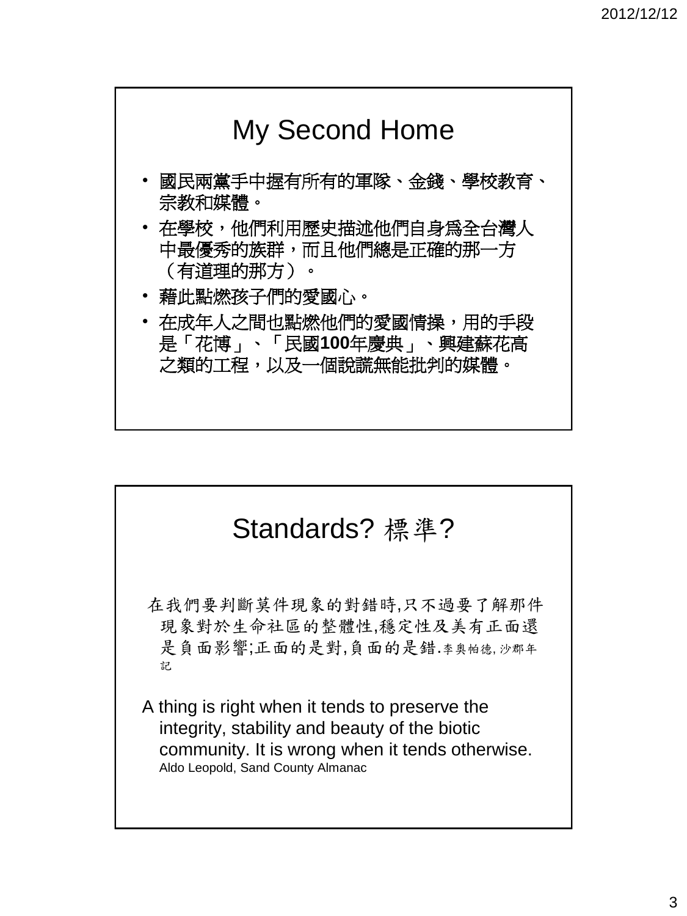## My Second Home

- 國民兩黨手中握有所有的軍隊、金錢、學校教育、宗教和媒體。
- 在學校，他們利用歷史描述他們自身為全台灣人中最優秀的族群，而且他們總是正確的那一方（有道理的那方）。
- 藉此點燃孩子們的愛國心。
- 在成年人之間也點燃他們的愛國情操，用的手段是「花博」、「民國**100**年慶典」、興建蘇花高之類的工程，以及一個說謊無能批判的媒體。

## Standards? 標準?

在我們要判斷莫件現象的對錯時,只不過要了解那件現象對於生命社區的整體性,穩定性及美有正面還是負面影響;正面的是對,負面的是錯.李奧帕德, 沙郡年記

A thing is right when it tends to preserve the integrity, stability and beauty of the biotic community. It is wrong when it tends otherwise. Aldo Leopold, Sand County Almanac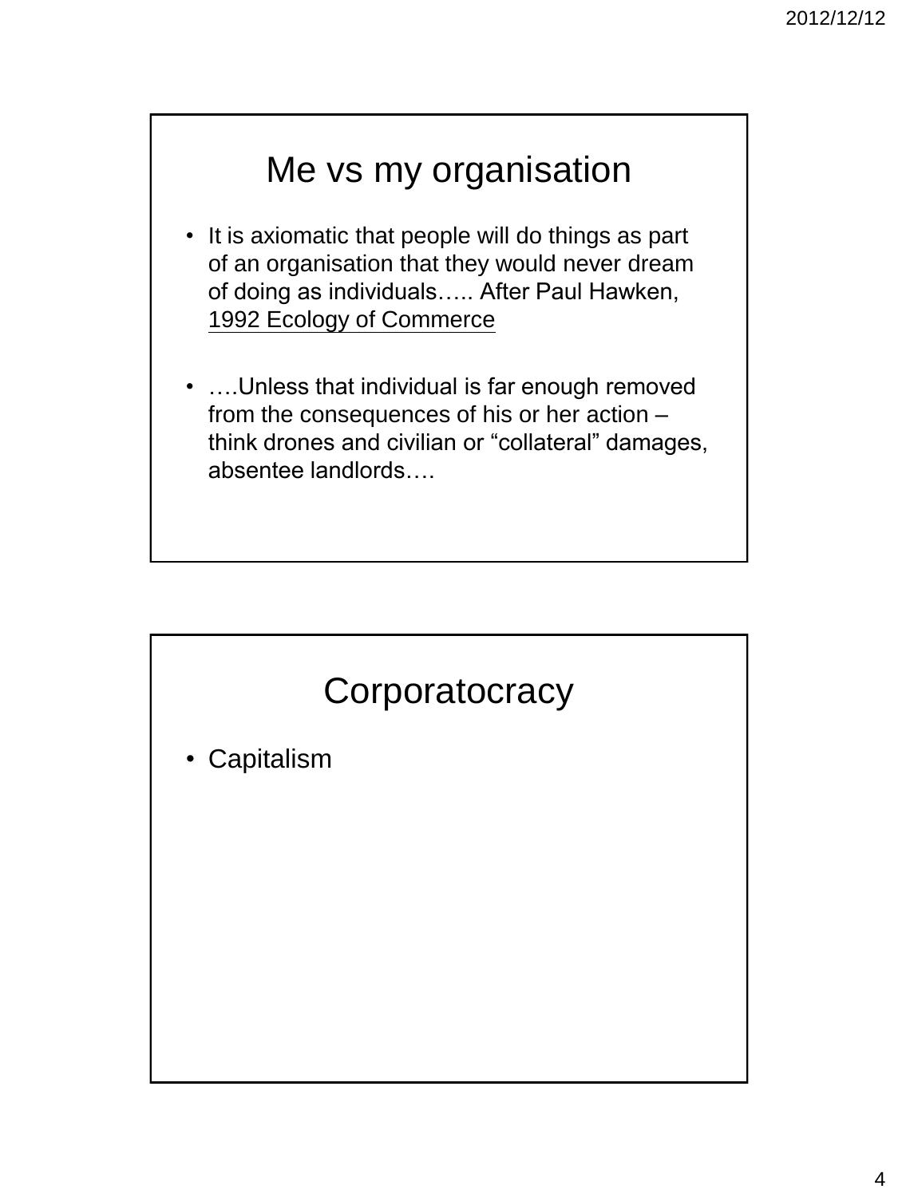## Me vs my organisation

- It is axiomatic that people will do things as part of an organisation that they would never dream of doing as individuals….. After Paul Hawken, 1992 Ecology of Commerce
- ….Unless that individual is far enough removed from the consequences of his or her action – think drones and civilian or “collateral” damages, absentee landlords….

## Corporatocracy

- Capitalism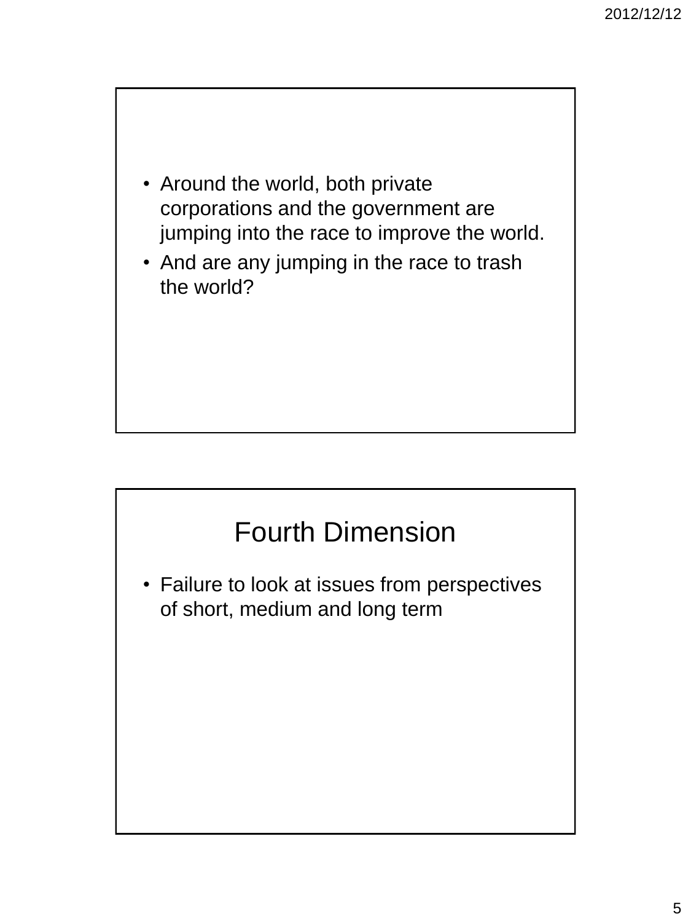- Around the world, both private corporations and the government are jumping into the race to improve the world.
- And are any jumping in the race to trash the world?

# Fourth Dimension

- Failure to look at issues from perspectives of short, medium and long term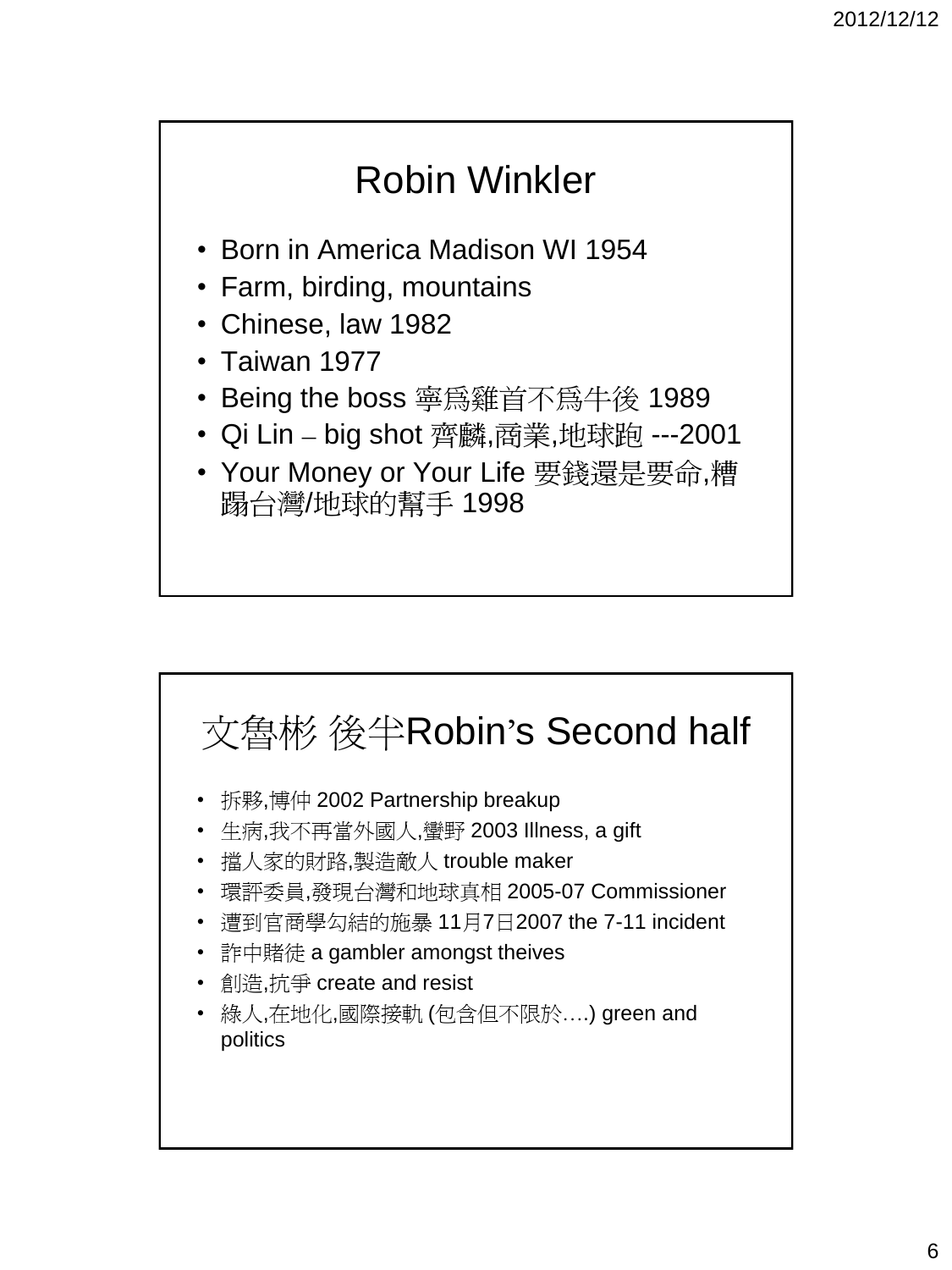## Robin Winkler

- Born in America Madison WI 1954
- Farm, birding, mountains
- Chinese, law 1982
- Taiwan 1977
- Being the boss 寧爲雞首不爲牛後 1989
- Qi Lin – big shot 齊麟,商業,地球跑 ---2001
- Your Money or Your Life 要錢還是要命,糟蹋台灣/地球的幫手 1998

## 文魯彬 後半Robin's Second half

- 拆夥,博仲 2002 Partnership breakup
- 生病,我不再當外國人,蠻野 2003 Illness, a gift
- 擋人家的財路,製造敵人 trouble maker
- 環評委員,發現台灣和地球真相 2005-07 Commissioner
- 遭到官商學勾結的施暴 11月7日2007 the 7-11 incident
- 詐中賭徒 a gambler amongst theives
- 創造,抗爭 create and resist
- 綠人,在地化,國際接軌 (包含但不限於….) green and politics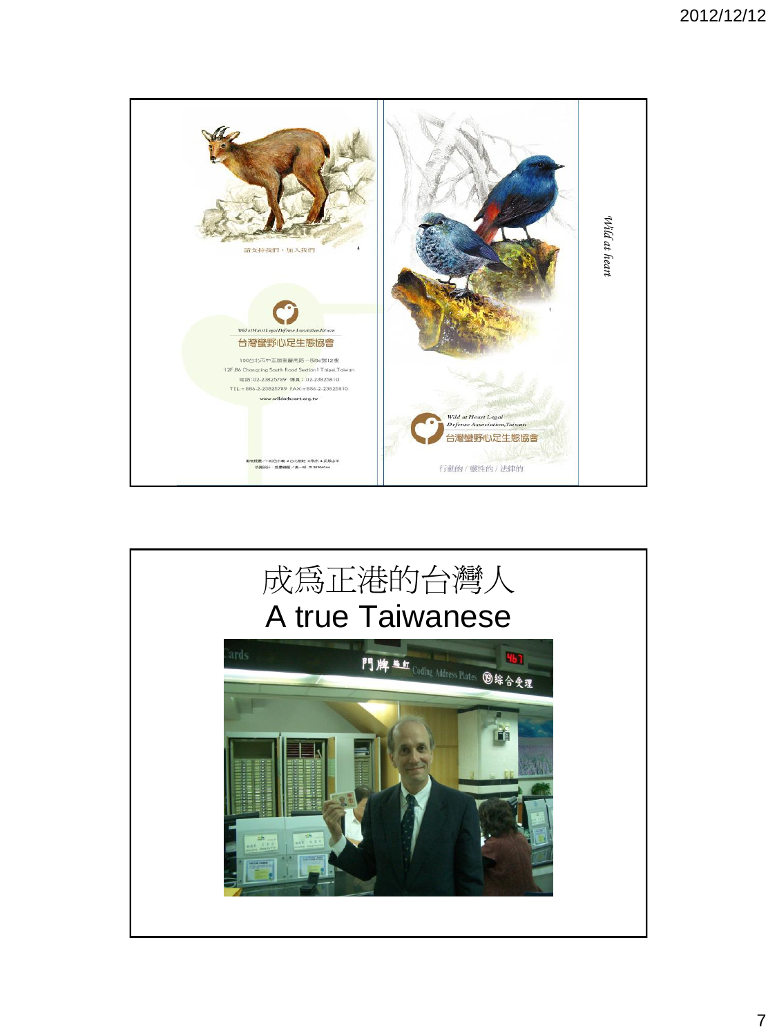# 成爲正港的台灣人
# A true Taiwanese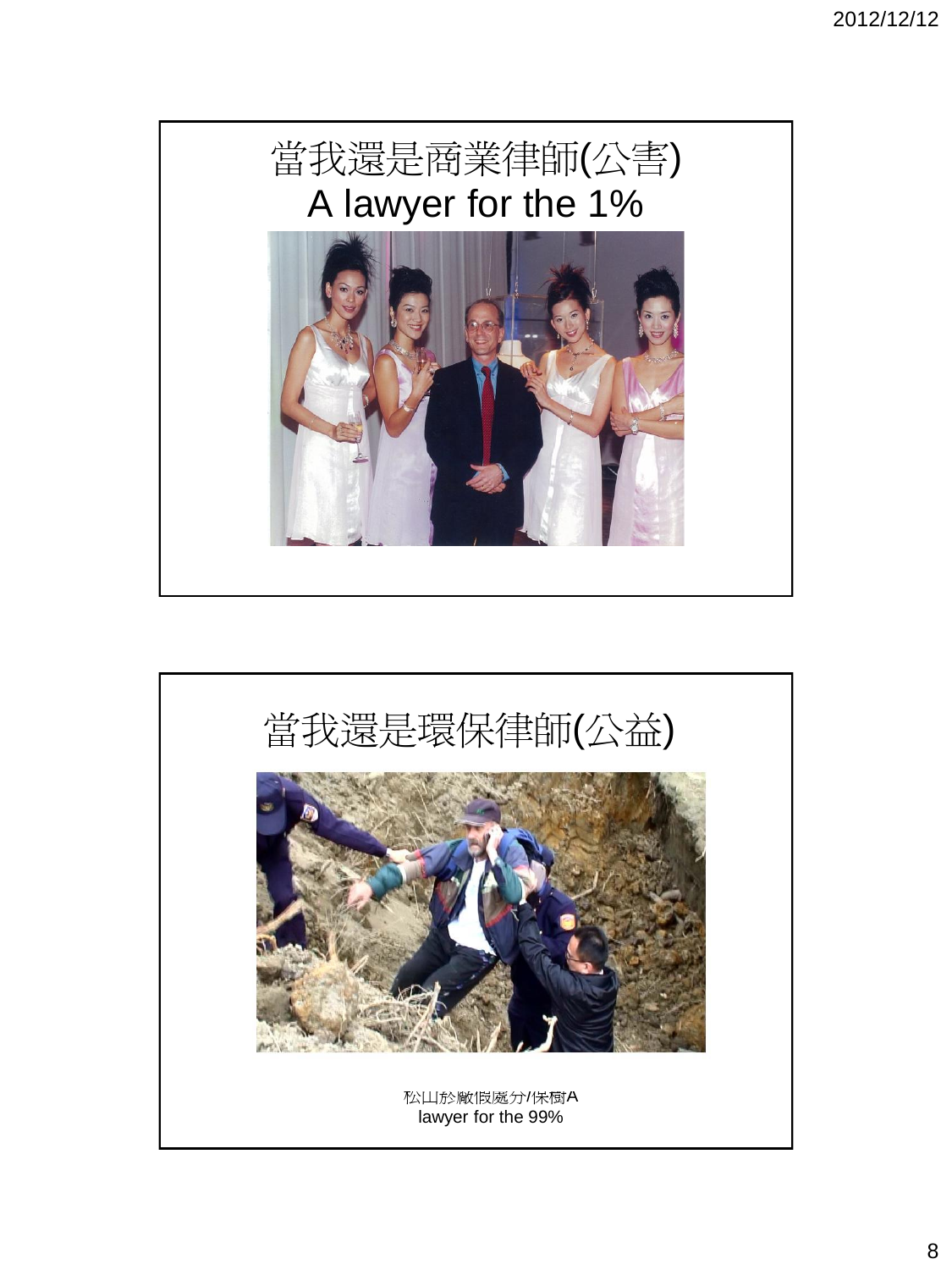# 當我還是商業律師(公害)

# A lawyer for the 1%

# 當我還是環保律師(公益)

松山菸廠假處分/保樹A lawyer for the 99%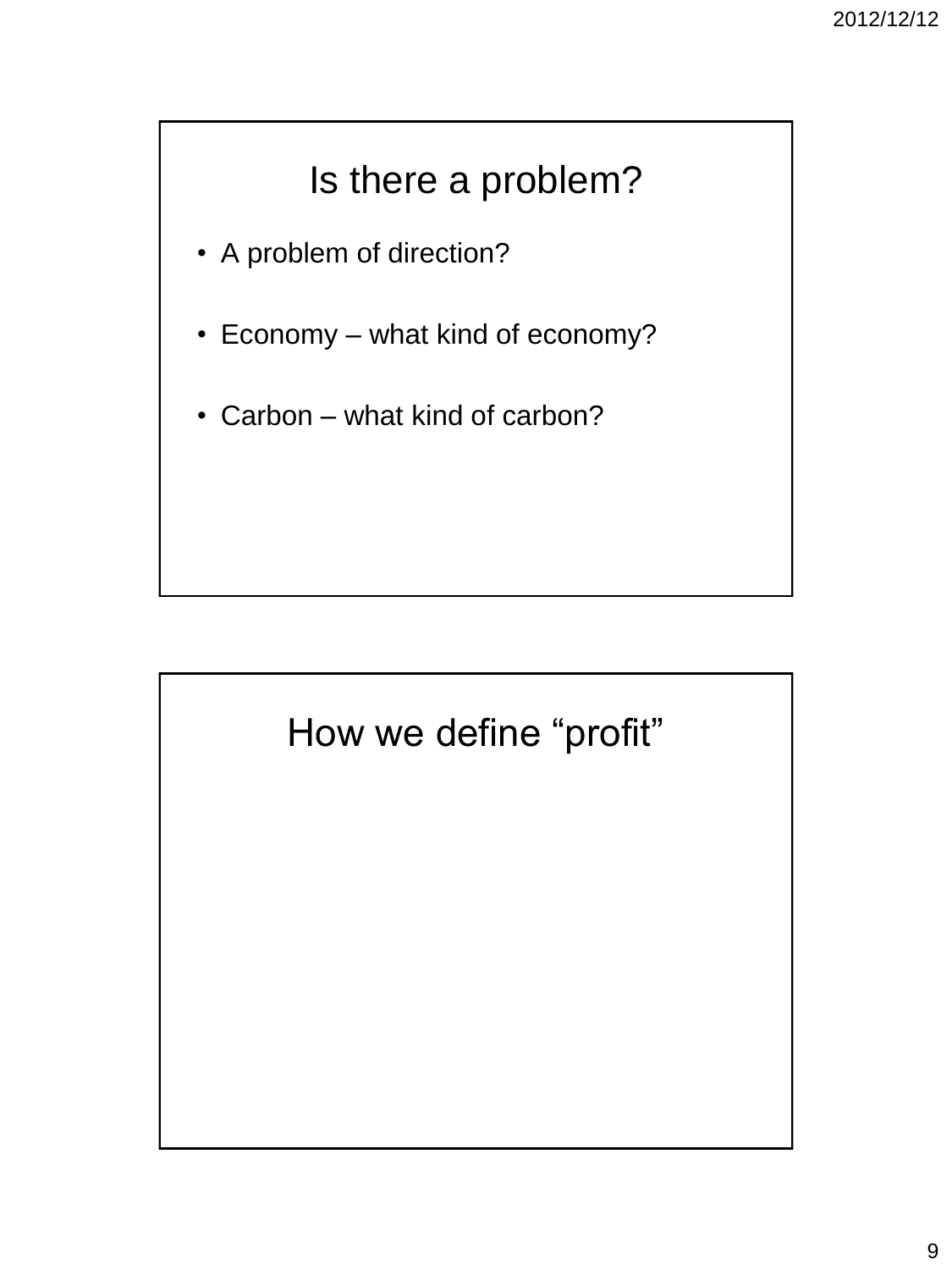## Is there a problem?

- A problem of direction?
- Economy – what kind of economy?
- Carbon – what kind of carbon?

## How we define "profit"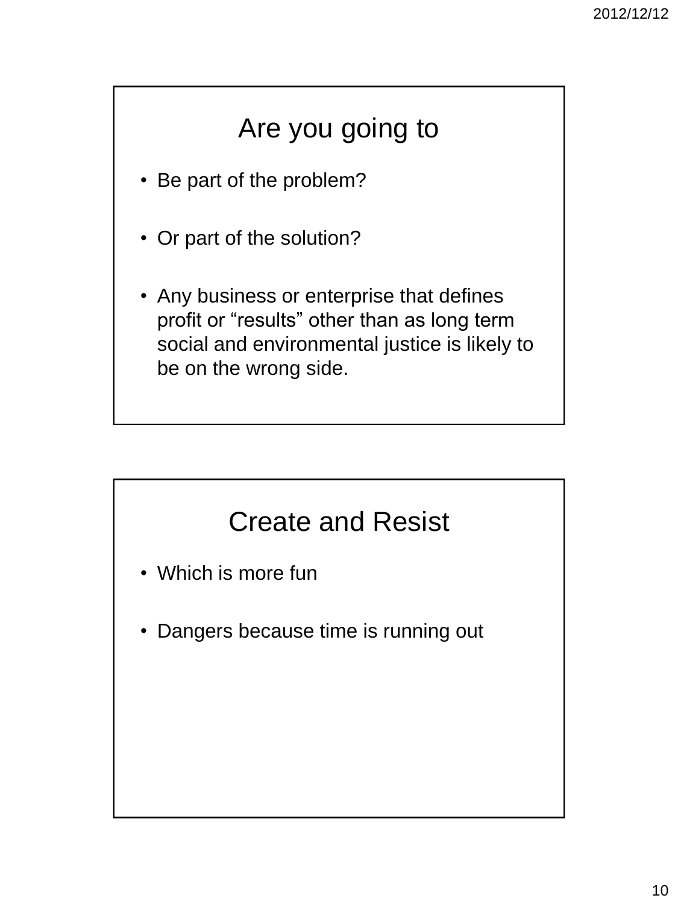## Are you going to

- Be part of the problem?
- Or part of the solution?
- Any business or enterprise that defines profit or “results” other than as long term social and environmental justice is likely to be on the wrong side.

## Create and Resist

- Which is more fun
- Dangers because time is running out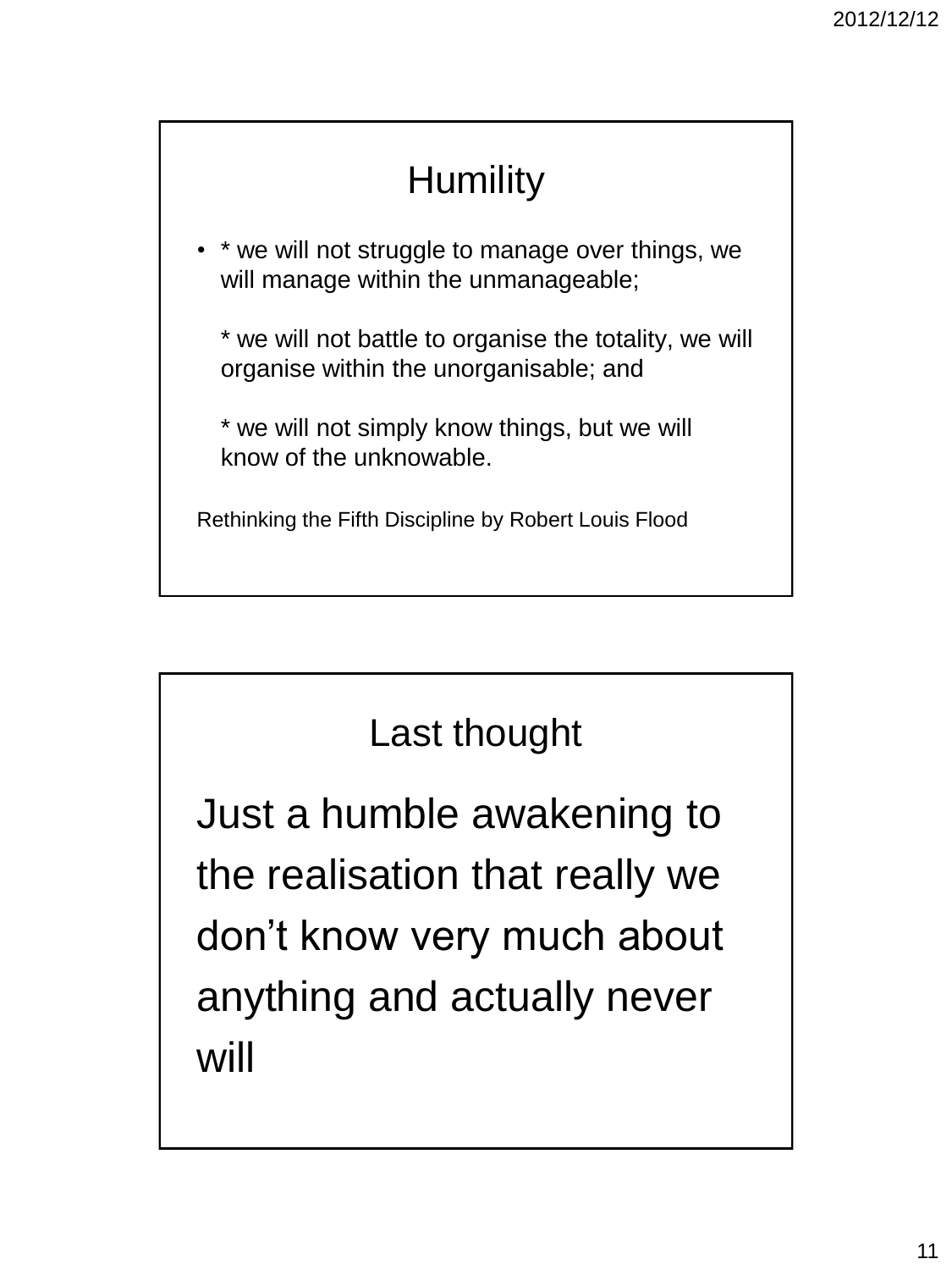## Humility

- * we will not struggle to manage over things, we will manage within the unmanageable;

  * we will not battle to organise the totality, we will organise within the unorganisable; and

  * we will not simply know things, but we will know of the unknowable.

Rethinking the Fifth Discipline by Robert Louis Flood

## Last thought

Just a humble awakening to the realisation that really we don't know very much about anything and actually never will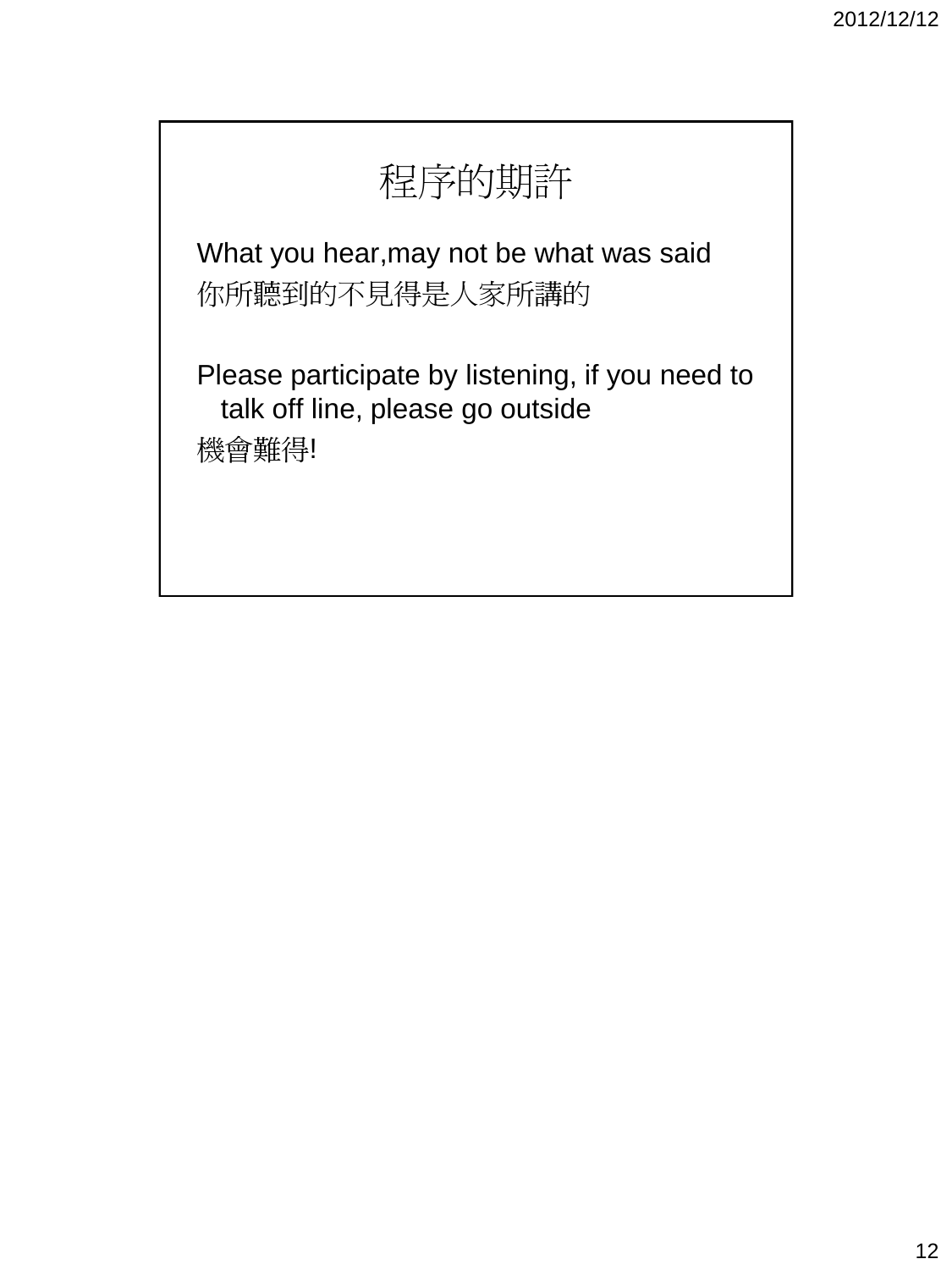# 程序的期許

What you hear,may not be what was said

你所聽到的不見得是人家所講的

Please participate by listening, if you need to talk off line, please go outside

機會難得!